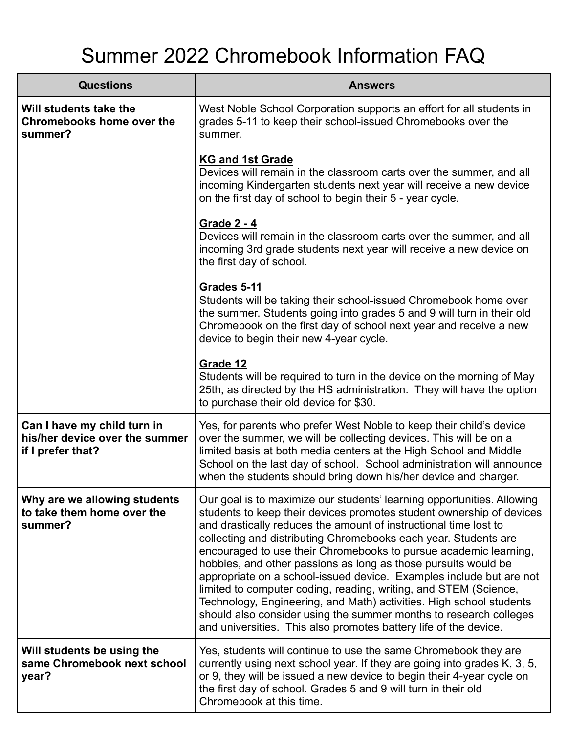# Summer 2022 Chromebook Information FAQ

| Questions | Answers |
|---|---|
| **Will students take the Chromebooks home over the summer?** | West Noble School Corporation supports an effort for all students in grades 5-11 to keep their school-issued Chromebooks over the summer.<br><br>**<u>KG and 1st Grade</u>**<br>Devices will remain in the classroom carts over the summer, and all incoming Kindergarten students next year will receive a new device on the first day of school to begin their 5 - year cycle.<br><br>**<u>Grade 2 - 4</u>**<br>Devices will remain in the classroom carts over the summer, and all incoming 3rd grade students next year will receive a new device on the first day of school.<br><br>**<u>Grades 5-11</u>**<br>Students will be taking their school-issued Chromebook home over the summer. Students going into grades 5 and 9 will turn in their old Chromebook on the first day of school next year and receive a new device to begin their new 4-year cycle.<br><br>**<u>Grade 12</u>**<br>Students will be required to turn in the device on the morning of May 25th, as directed by the HS administration. They will have the option to purchase their old device for $30. |
| **Can I have my child turn in his/her device over the summer if I prefer that?** | Yes, for parents who prefer West Noble to keep their child's device over the summer, we will be collecting devices. This will be on a limited basis at both media centers at the High School and Middle School on the last day of school. School administration will announce when the students should bring down his/her device and charger. |
| **Why are we allowing students to take them home over the summer?** | Our goal is to maximize our students' learning opportunities. Allowing students to keep their devices promotes student ownership of devices and drastically reduces the amount of instructional time lost to collecting and distributing Chromebooks each year. Students are encouraged to use their Chromebooks to pursue academic learning, hobbies, and other passions as long as those pursuits would be appropriate on a school-issued device. Examples include but are not limited to computer coding, reading, writing, and STEM (Science, Technology, Engineering, and Math) activities. High school students should also consider using the summer months to research colleges and universities. This also promotes battery life of the device. |
| **Will students be using the same Chromebook next school year?** | Yes, students will continue to use the same Chromebook they are currently using next school year. If they are going into grades K, 3, 5, or 9, they will be issued a new device to begin their 4-year cycle on the first day of school. Grades 5 and 9 will turn in their old Chromebook at this time. |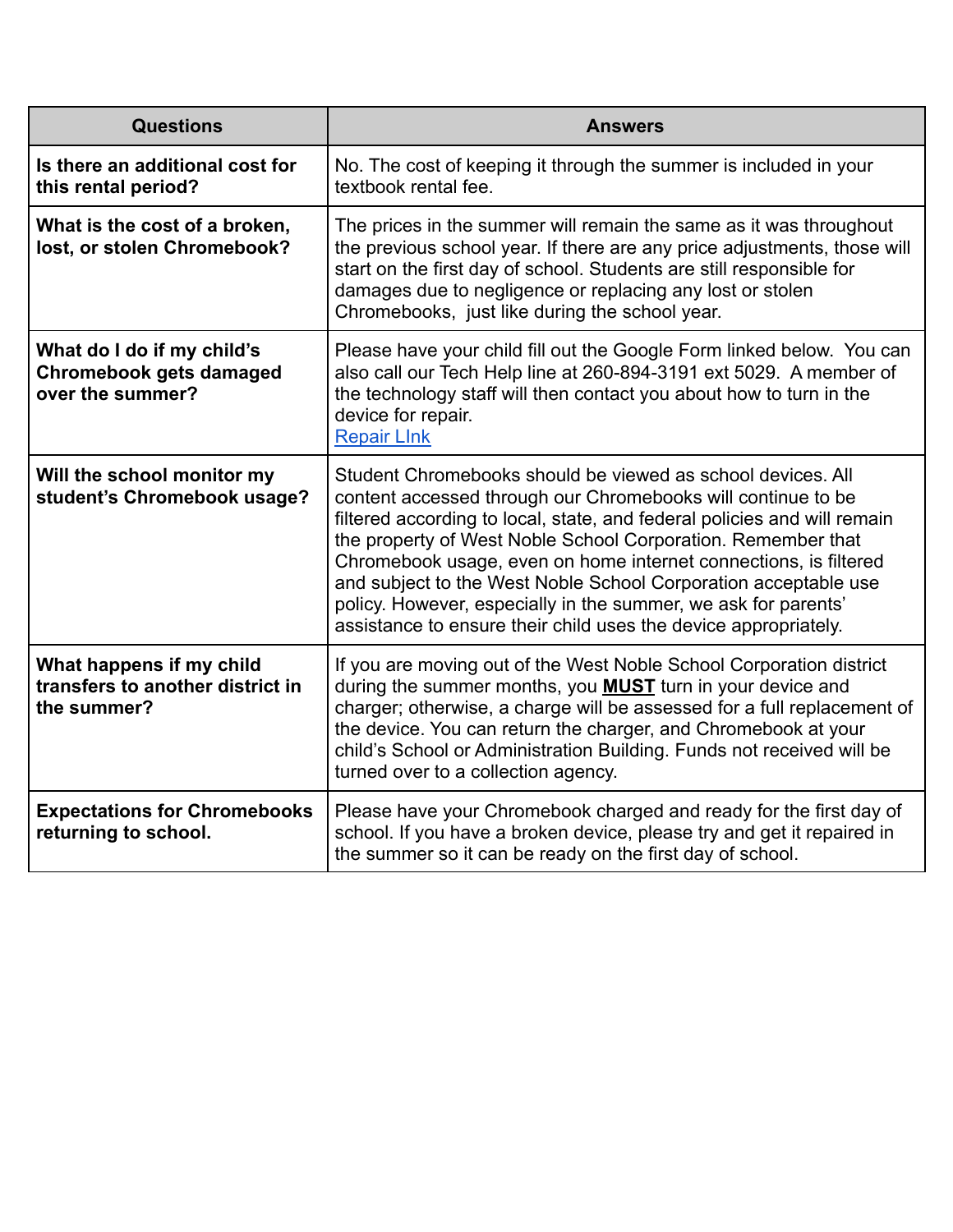| Questions | Answers |
| --- | --- |
| **Is there an additional cost for this rental period?** | No. The cost of keeping it through the summer is included in your textbook rental fee. |
| **What is the cost of a broken, lost, or stolen Chromebook?** | The prices in the summer will remain the same as it was throughout the previous school year. If there are any price adjustments, those will start on the first day of school. Students are still responsible for damages due to negligence or replacing any lost or stolen Chromebooks, just like during the school year. |
| **What do I do if my child's Chromebook gets damaged over the summer?** | Please have your child fill out the Google Form linked below. You can also call our Tech Help line at 260-894-3191 ext 5029. A member of the technology staff will then contact you about how to turn in the device for repair. Repair LInk |
| **Will the school monitor my student's Chromebook usage?** | Student Chromebooks should be viewed as school devices. All content accessed through our Chromebooks will continue to be filtered according to local, state, and federal policies and will remain the property of West Noble School Corporation. Remember that Chromebook usage, even on home internet connections, is filtered and subject to the West Noble School Corporation acceptable use policy. However, especially in the summer, we ask for parents' assistance to ensure their child uses the device appropriately. |
| **What happens if my child transfers to another district in the summer?** | If you are moving out of the West Noble School Corporation district during the summer months, you **MUST** turn in your device and charger; otherwise, a charge will be assessed for a full replacement of the device. You can return the charger, and Chromebook at your child's School or Administration Building. Funds not received will be turned over to a collection agency. |
| **Expectations for Chromebooks returning to school.** | Please have your Chromebook charged and ready for the first day of school. If you have a broken device, please try and get it repaired in the summer so it can be ready on the first day of school. |